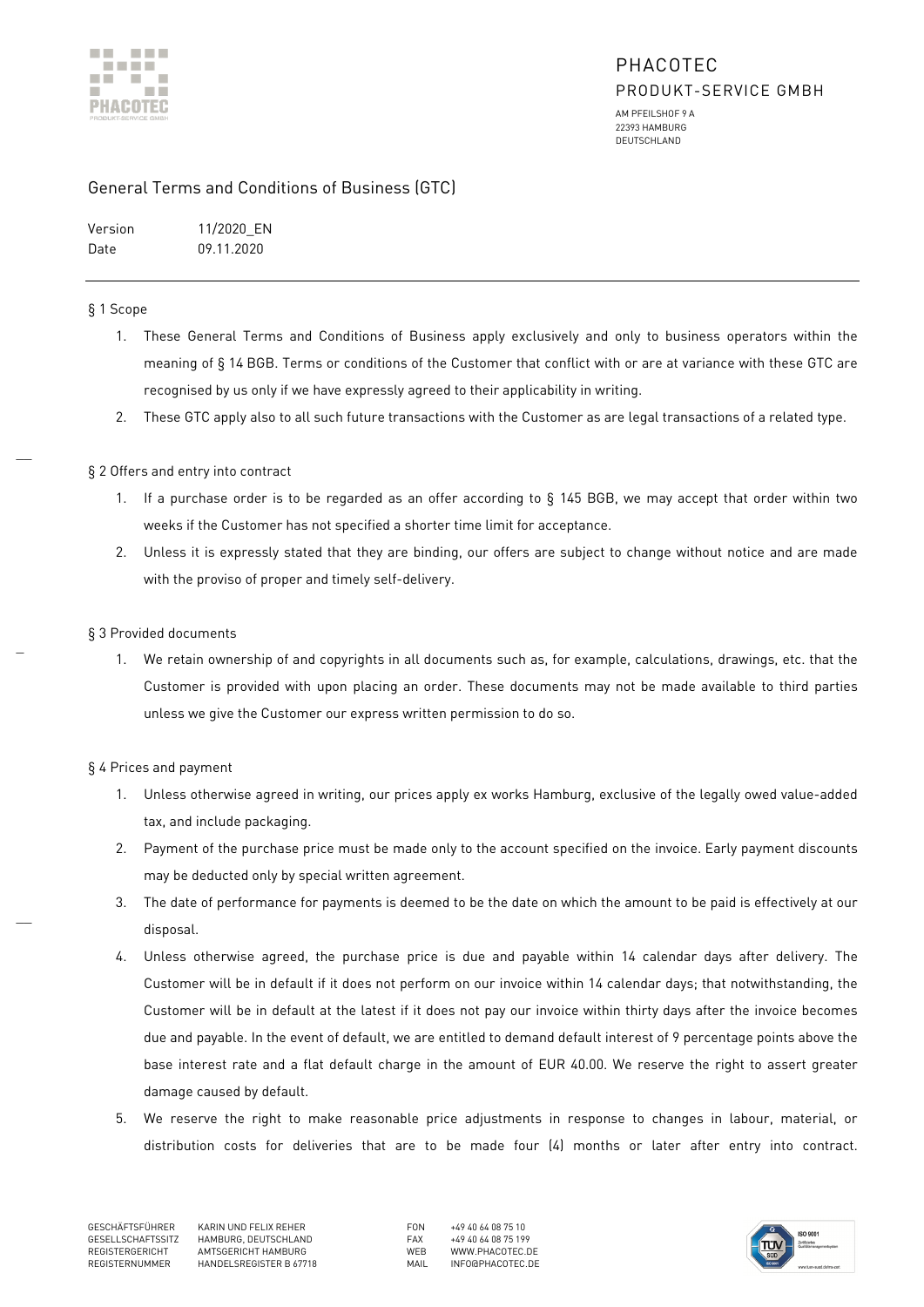PHACOTEC
PRODUKT-SERVICE GMBH

AM PFEILSHOF 9 A
22393 HAMBURG
DEUTSCHLAND

# General Terms and Conditions of Business (GTC)

| Version | 11/2020_EN |
|---|---|
| Date | 09.11.2020 |

## § 1 Scope

1. These General Terms and Conditions of Business apply exclusively and only to business operators within the meaning of § 14 BGB. Terms or conditions of the Customer that conflict with or are at variance with these GTC are recognised by us only if we have expressly agreed to their applicability in writing.
2. These GTC apply also to all such future transactions with the Customer as are legal transactions of a related type.

## § 2 Offers and entry into contract

1. If a purchase order is to be regarded as an offer according to § 145 BGB, we may accept that order within two weeks if the Customer has not specified a shorter time limit for acceptance.
2. Unless it is expressly stated that they are binding, our offers are subject to change without notice and are made with the proviso of proper and timely self-delivery.

## § 3 Provided documents

1. We retain ownership of and copyrights in all documents such as, for example, calculations, drawings, etc. that the Customer is provided with upon placing an order. These documents may not be made available to third parties unless we give the Customer our express written permission to do so.

## § 4 Prices and payment

1. Unless otherwise agreed in writing, our prices apply ex works Hamburg, exclusive of the legally owed value-added tax, and include packaging.
2. Payment of the purchase price must be made only to the account specified on the invoice. Early payment discounts may be deducted only by special written agreement.
3. The date of performance for payments is deemed to be the date on which the amount to be paid is effectively at our disposal.
4. Unless otherwise agreed, the purchase price is due and payable within 14 calendar days after delivery. The Customer will be in default if it does not perform on our invoice within 14 calendar days; that notwithstanding, the Customer will be in default at the latest if it does not pay our invoice within thirty days after the invoice becomes due and payable. In the event of default, we are entitled to demand default interest of 9 percentage points above the base interest rate and a flat default charge in the amount of EUR 40.00. We reserve the right to assert greater damage caused by default.
5. We reserve the right to make reasonable price adjustments in response to changes in labour, material, or distribution costs for deliveries that are to be made four (4) months or later after entry into contract.

| GESCHÄFTSFÜHRER | KARIN UND FELIX REHER | FON | +49 40 64 08 75 10 |
|---|---|---|---|
| GESELLSCHAFTSSITZ | HAMBURG, DEUTSCHLAND | FAX | +49 40 64 08 75 199 |
| REGISTERGERICHT | AMTSGERICHT HAMBURG | WEB | WWW.PHACOTEC.DE |
| REGISTERNUMMER | HANDELSREGISTER B 67718 | MAIL | INFO@PHACOTEC.DE |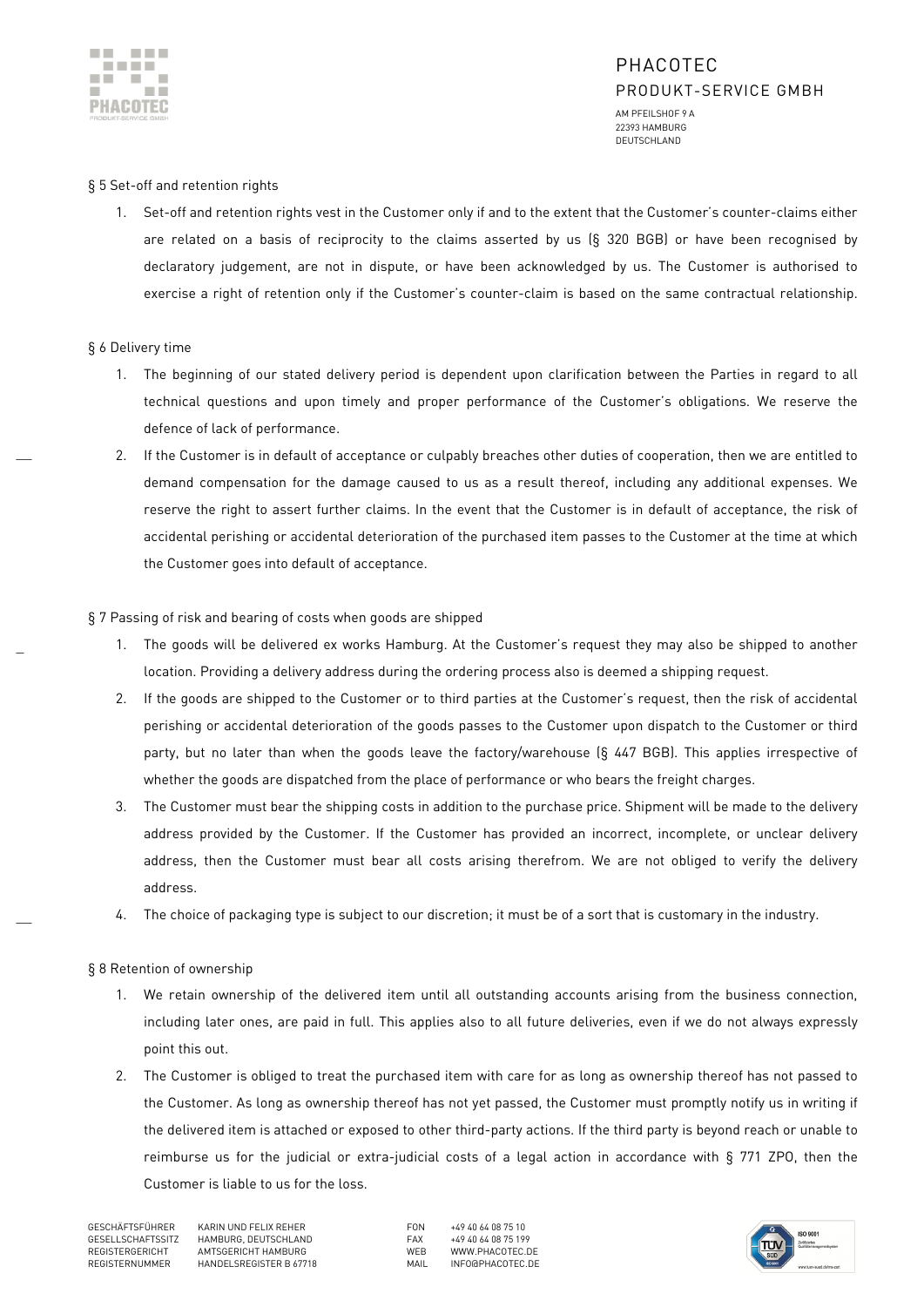## § 5 Set-off and retention rights

1. Set-off and retention rights vest in the Customer only if and to the extent that the Customer's counter-claims either are related on a basis of reciprocity to the claims asserted by us (§ 320 BGB) or have been recognised by declaratory judgement, are not in dispute, or have been acknowledged by us. The Customer is authorised to exercise a right of retention only if the Customer's counter-claim is based on the same contractual relationship.

## § 6 Delivery time

1. The beginning of our stated delivery period is dependent upon clarification between the Parties in regard to all technical questions and upon timely and proper performance of the Customer's obligations. We reserve the defence of lack of performance.
2. If the Customer is in default of acceptance or culpably breaches other duties of cooperation, then we are entitled to demand compensation for the damage caused to us as a result thereof, including any additional expenses. We reserve the right to assert further claims. In the event that the Customer is in default of acceptance, the risk of accidental perishing or accidental deterioration of the purchased item passes to the Customer at the time at which the Customer goes into default of acceptance.

## § 7 Passing of risk and bearing of costs when goods are shipped

1. The goods will be delivered ex works Hamburg. At the Customer's request they may also be shipped to another location. Providing a delivery address during the ordering process also is deemed a shipping request.
2. If the goods are shipped to the Customer or to third parties at the Customer's request, then the risk of accidental perishing or accidental deterioration of the goods passes to the Customer upon dispatch to the Customer or third party, but no later than when the goods leave the factory/warehouse (§ 447 BGB). This applies irrespective of whether the goods are dispatched from the place of performance or who bears the freight charges.
3. The Customer must bear the shipping costs in addition to the purchase price. Shipment will be made to the delivery address provided by the Customer. If the Customer has provided an incorrect, incomplete, or unclear delivery address, then the Customer must bear all costs arising therefrom. We are not obliged to verify the delivery address.
4. The choice of packaging type is subject to our discretion; it must be of a sort that is customary in the industry.

## § 8 Retention of ownership

1. We retain ownership of the delivered item until all outstanding accounts arising from the business connection, including later ones, are paid in full. This applies also to all future deliveries, even if we do not always expressly point this out.
2. The Customer is obliged to treat the purchased item with care for as long as ownership thereof has not passed to the Customer. As long as ownership thereof has not yet passed, the Customer must promptly notify us in writing if the delivered item is attached or exposed to other third-party actions. If the third party is beyond reach or unable to reimburse us for the judicial or extra-judicial costs of a legal action in accordance with § 771 ZPO, then the Customer is liable to us for the loss.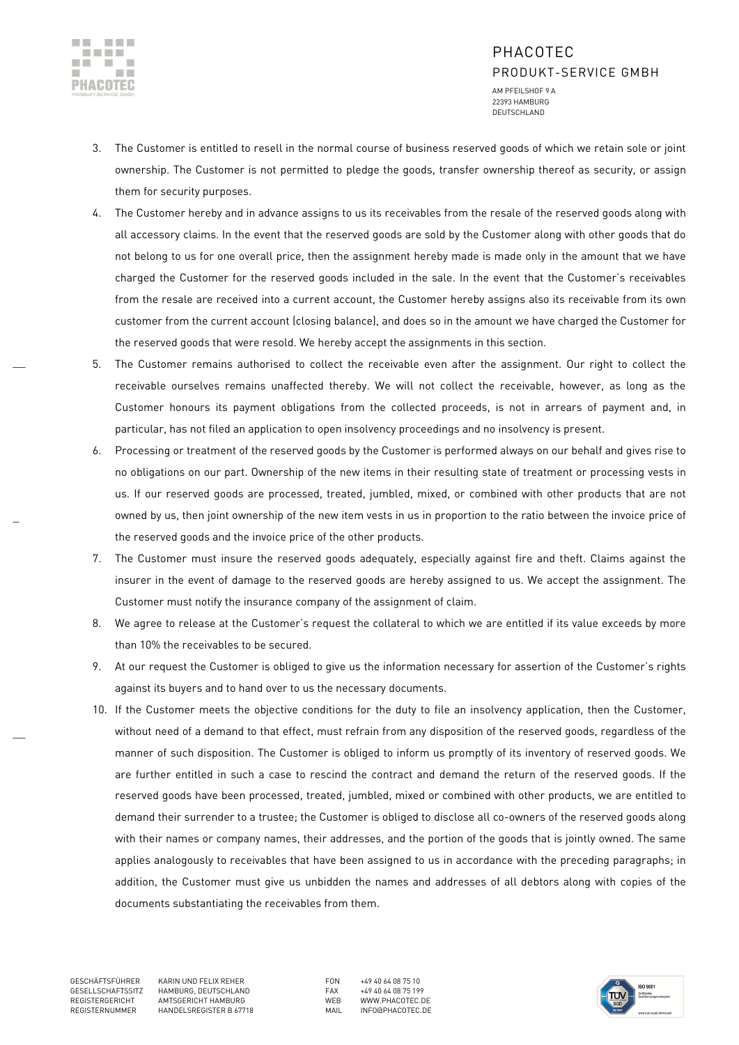3. The Customer is entitled to resell in the normal course of business reserved goods of which we retain sole or joint ownership. The Customer is not permitted to pledge the goods, transfer ownership thereof as security, or assign them for security purposes.
4. The Customer hereby and in advance assigns to us its receivables from the resale of the reserved goods along with all accessory claims. In the event that the reserved goods are sold by the Customer along with other goods that do not belong to us for one overall price, then the assignment hereby made is made only in the amount that we have charged the Customer for the reserved goods included in the sale. In the event that the Customer's receivables from the resale are received into a current account, the Customer hereby assigns also its receivable from its own customer from the current account (closing balance), and does so in the amount we have charged the Customer for the reserved goods that were resold. We hereby accept the assignments in this section.
5. The Customer remains authorised to collect the receivable even after the assignment. Our right to collect the receivable ourselves remains unaffected thereby. We will not collect the receivable, however, as long as the Customer honours its payment obligations from the collected proceeds, is not in arrears of payment and, in particular, has not filed an application to open insolvency proceedings and no insolvency is present.
6. Processing or treatment of the reserved goods by the Customer is performed always on our behalf and gives rise to no obligations on our part. Ownership of the new items in their resulting state of treatment or processing vests in us. If our reserved goods are processed, treated, jumbled, mixed, or combined with other products that are not owned by us, then joint ownership of the new item vests in us in proportion to the ratio between the invoice price of the reserved goods and the invoice price of the other products.
7. The Customer must insure the reserved goods adequately, especially against fire and theft. Claims against the insurer in the event of damage to the reserved goods are hereby assigned to us. We accept the assignment. The Customer must notify the insurance company of the assignment of claim.
8. We agree to release at the Customer's request the collateral to which we are entitled if its value exceeds by more than 10% the receivables to be secured.
9. At our request the Customer is obliged to give us the information necessary for assertion of the Customer's rights against its buyers and to hand over to us the necessary documents.
10. If the Customer meets the objective conditions for the duty to file an insolvency application, then the Customer, without need of a demand to that effect, must refrain from any disposition of the reserved goods, regardless of the manner of such disposition. The Customer is obliged to inform us promptly of its inventory of reserved goods. We are further entitled in such a case to rescind the contract and demand the return of the reserved goods. If the reserved goods have been processed, treated, jumbled, mixed or combined with other products, we are entitled to demand their surrender to a trustee; the Customer is obliged to disclose all co-owners of the reserved goods along with their names or company names, their addresses, and the portion of the goods that is jointly owned. The same applies analogously to receivables that have been assigned to us in accordance with the preceding paragraphs; in addition, the Customer must give us unbidden the names and addresses of all debtors along with copies of the documents substantiating the receivables from them.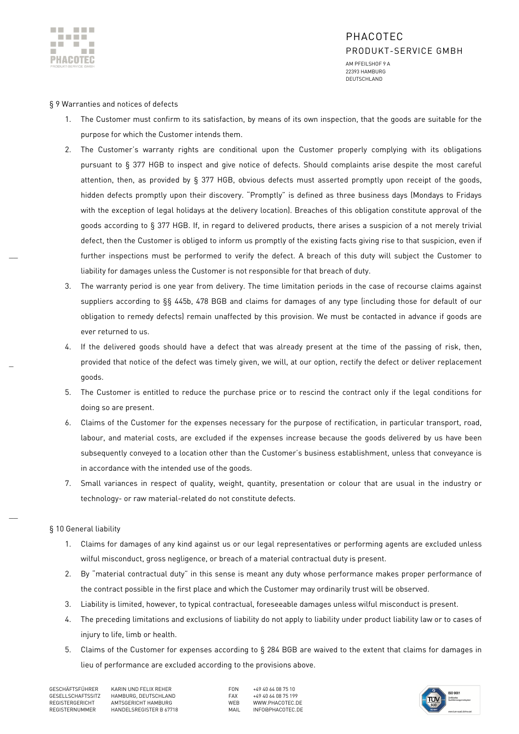## § 9 Warranties and notices of defects

1. The Customer must confirm to its satisfaction, by means of its own inspection, that the goods are suitable for the purpose for which the Customer intends them.
2. The Customer's warranty rights are conditional upon the Customer properly complying with its obligations pursuant to § 377 HGB to inspect and give notice of defects. Should complaints arise despite the most careful attention, then, as provided by § 377 HGB, obvious defects must asserted promptly upon receipt of the goods, hidden defects promptly upon their discovery. "Promptly" is defined as three business days (Mondays to Fridays with the exception of legal holidays at the delivery location). Breaches of this obligation constitute approval of the goods according to § 377 HGB. If, in regard to delivered products, there arises a suspicion of a not merely trivial defect, then the Customer is obliged to inform us promptly of the existing facts giving rise to that suspicion, even if further inspections must be performed to verify the defect. A breach of this duty will subject the Customer to liability for damages unless the Customer is not responsible for that breach of duty.
3. The warranty period is one year from delivery. The time limitation periods in the case of recourse claims against suppliers according to §§ 445b, 478 BGB and claims for damages of any type (including those for default of our obligation to remedy defects) remain unaffected by this provision. We must be contacted in advance if goods are ever returned to us.
4. If the delivered goods should have a defect that was already present at the time of the passing of risk, then, provided that notice of the defect was timely given, we will, at our option, rectify the defect or deliver replacement goods.
5. The Customer is entitled to reduce the purchase price or to rescind the contract only if the legal conditions for doing so are present.
6. Claims of the Customer for the expenses necessary for the purpose of rectification, in particular transport, road, labour, and material costs, are excluded if the expenses increase because the goods delivered by us have been subsequently conveyed to a location other than the Customer's business establishment, unless that conveyance is in accordance with the intended use of the goods.
7. Small variances in respect of quality, weight, quantity, presentation or colour that are usual in the industry or technology- or raw material-related do not constitute defects.

## § 10 General liability

1. Claims for damages of any kind against us or our legal representatives or performing agents are excluded unless wilful misconduct, gross negligence, or breach of a material contractual duty is present.
2. By "material contractual duty" in this sense is meant any duty whose performance makes proper performance of the contract possible in the first place and which the Customer may ordinarily trust will be observed.
3. Liability is limited, however, to typical contractual, foreseeable damages unless wilful misconduct is present.
4. The preceding limitations and exclusions of liability do not apply to liability under product liability law or to cases of injury to life, limb or health.
5. Claims of the Customer for expenses according to § 284 BGB are waived to the extent that claims for damages in lieu of performance are excluded according to the provisions above.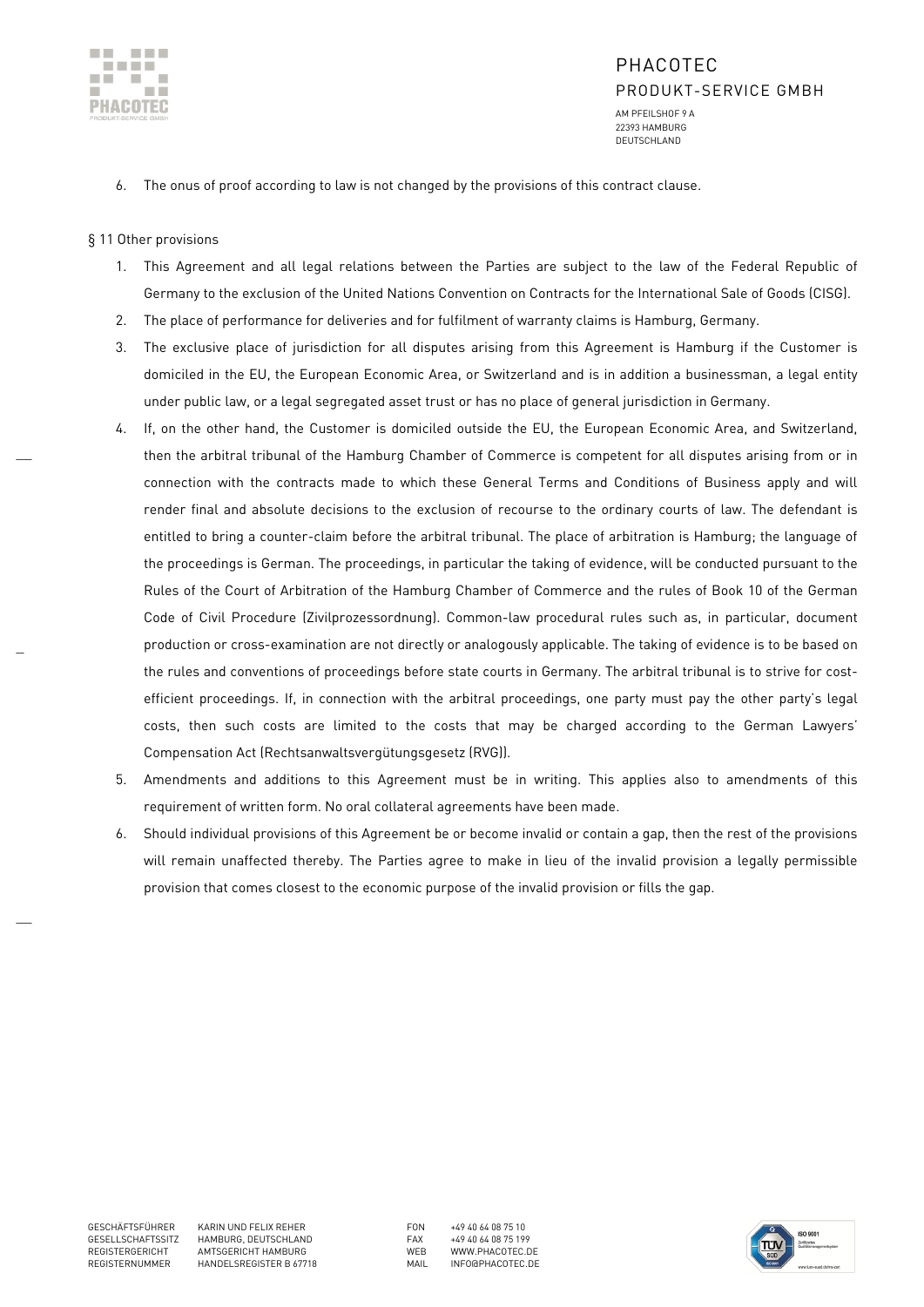6. The onus of proof according to law is not changed by the provisions of this contract clause.

§ 11 Other provisions

1. This Agreement and all legal relations between the Parties are subject to the law of the Federal Republic of Germany to the exclusion of the United Nations Convention on Contracts for the International Sale of Goods (CISG).
2. The place of performance for deliveries and for fulfilment of warranty claims is Hamburg, Germany.
3. The exclusive place of jurisdiction for all disputes arising from this Agreement is Hamburg if the Customer is domiciled in the EU, the European Economic Area, or Switzerland and is in addition a businessman, a legal entity under public law, or a legal segregated asset trust or has no place of general jurisdiction in Germany.
4. If, on the other hand, the Customer is domiciled outside the EU, the European Economic Area, and Switzerland, then the arbitral tribunal of the Hamburg Chamber of Commerce is competent for all disputes arising from or in connection with the contracts made to which these General Terms and Conditions of Business apply and will render final and absolute decisions to the exclusion of recourse to the ordinary courts of law. The defendant is entitled to bring a counter-claim before the arbitral tribunal. The place of arbitration is Hamburg; the language of the proceedings is German. The proceedings, in particular the taking of evidence, will be conducted pursuant to the Rules of the Court of Arbitration of the Hamburg Chamber of Commerce and the rules of Book 10 of the German Code of Civil Procedure (Zivilprozessordnung). Common-law procedural rules such as, in particular, document production or cross-examination are not directly or analogously applicable. The taking of evidence is to be based on the rules and conventions of proceedings before state courts in Germany. The arbitral tribunal is to strive for cost-efficient proceedings. If, in connection with the arbitral proceedings, one party must pay the other party's legal costs, then such costs are limited to the costs that may be charged according to the German Lawyers' Compensation Act (Rechtsanwaltsvergütungsgesetz (RVG)).
5. Amendments and additions to this Agreement must be in writing. This applies also to amendments of this requirement of written form. No oral collateral agreements have been made.
6. Should individual provisions of this Agreement be or become invalid or contain a gap, then the rest of the provisions will remain unaffected thereby. The Parties agree to make in lieu of the invalid provision a legally permissible provision that comes closest to the economic purpose of the invalid provision or fills the gap.